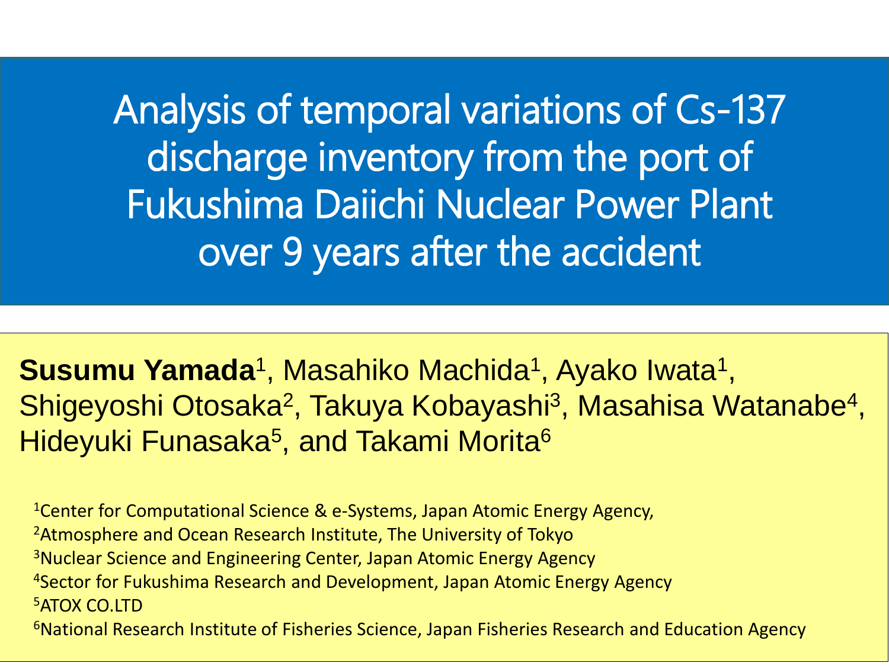# Analysis of temporal variations of Cs-137 discharge inventory from the port of Fukushima Daiichi Nuclear Power Plant over 9 years after the accident

**Susumu Yamada**[1], Masahiko Machida[1], Ayako Iwata[1], Shigeyoshi Otosaka[2], Takuya Kobayashi[3], Masahisa Watanabe[4], Hideyuki Funasaka[5], and Takami Morita[6]

[1]Center for Computational Science & e-Systems, Japan Atomic Energy Agency,
[2]Atmosphere and Ocean Research Institute, The University of Tokyo
[3]Nuclear Science and Engineering Center, Japan Atomic Energy Agency
[4]Sector for Fukushima Research and Development, Japan Atomic Energy Agency
[5]ATOX CO.LTD
[6]National Research Institute of Fisheries Science, Japan Fisheries Research and Education Agency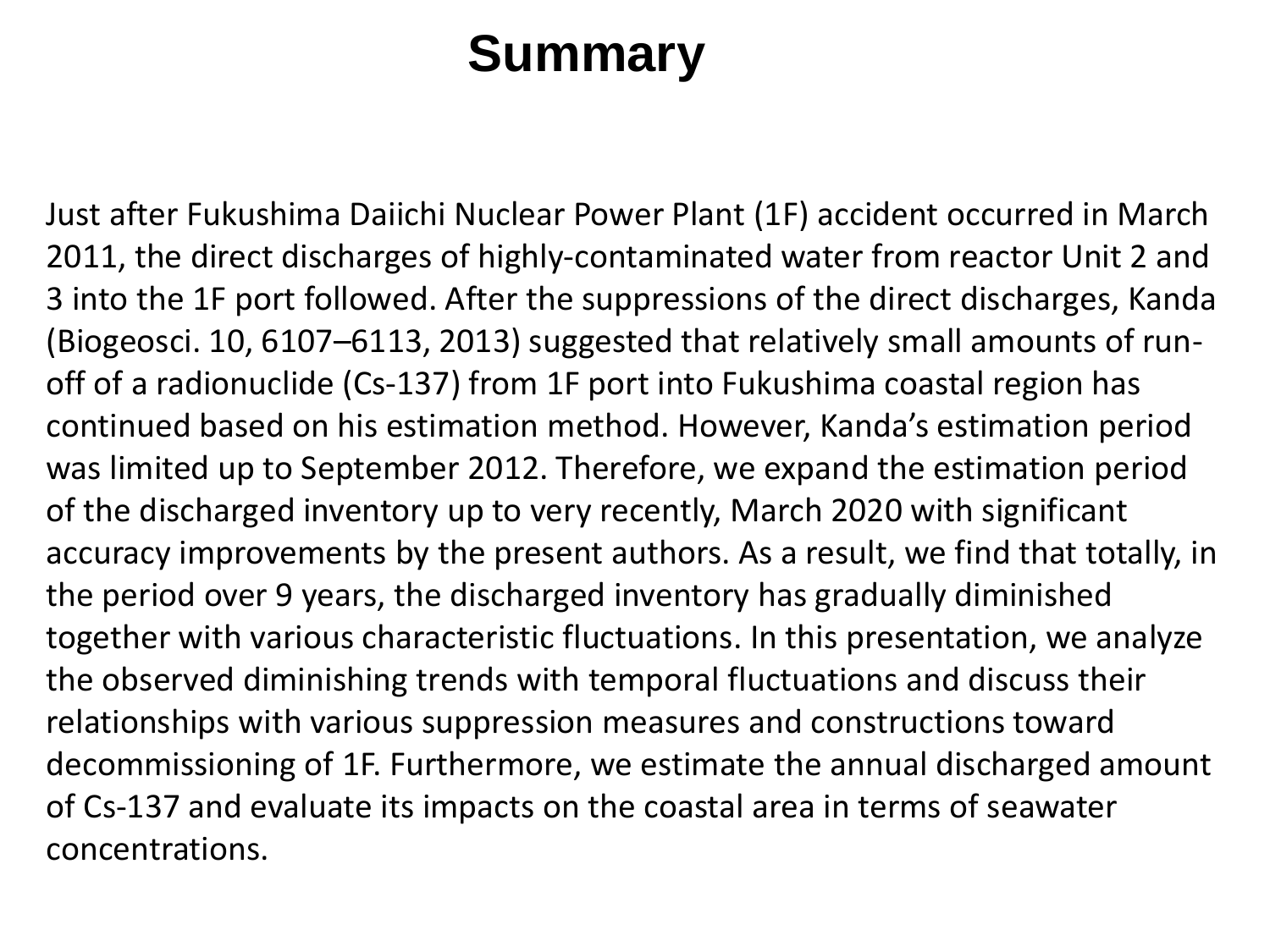# Summary

Just after Fukushima Daiichi Nuclear Power Plant (1F) accident occurred in March 2011, the direct discharges of highly-contaminated water from reactor Unit 2 and 3 into the 1F port followed. After the suppressions of the direct discharges, Kanda (Biogeosci. 10, 6107–6113, 2013) suggested that relatively small amounts of run-off of a radionuclide (Cs-137) from 1F port into Fukushima coastal region has continued based on his estimation method. However, Kanda's estimation period was limited up to September 2012. Therefore, we expand the estimation period of the discharged inventory up to very recently, March 2020 with significant accuracy improvements by the present authors. As a result, we find that totally, in the period over 9 years, the discharged inventory has gradually diminished together with various characteristic fluctuations. In this presentation, we analyze the observed diminishing trends with temporal fluctuations and discuss their relationships with various suppression measures and constructions toward decommissioning of 1F. Furthermore, we estimate the annual discharged amount of Cs-137 and evaluate its impacts on the coastal area in terms of seawater concentrations.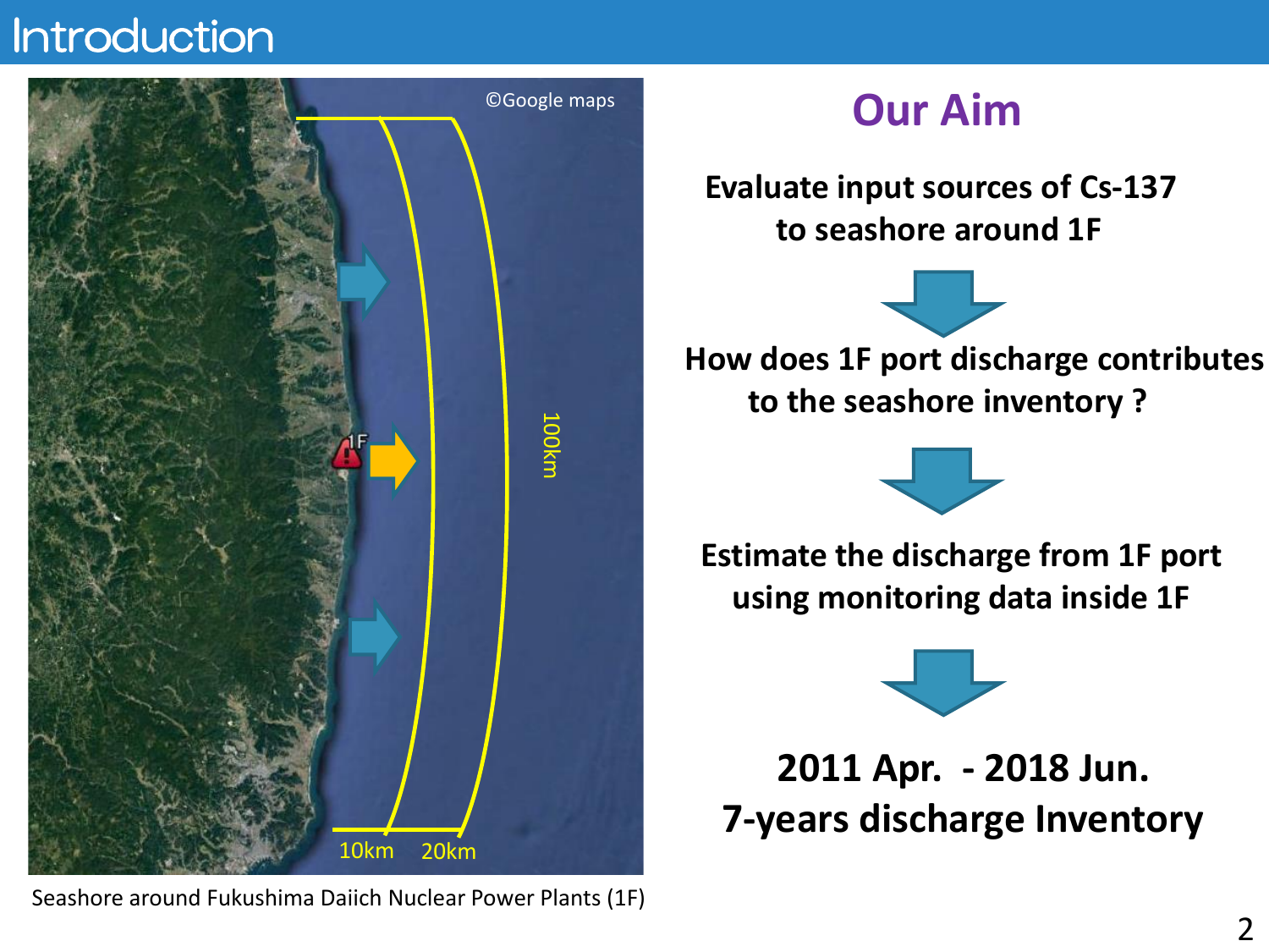# Introduction

©Google maps

1F

100km

10km 20km

Seashore around Fukushima Daiich Nuclear Power Plants (1F)

## Our Aim

**Evaluate input sources of Cs-137 to seashore around 1F**

**How does 1F port discharge contributes to the seashore inventory ?**

**Estimate the discharge from 1F port using monitoring data inside 1F**

**2011 Apr. - 2018 Jun.**
**7-years discharge Inventory**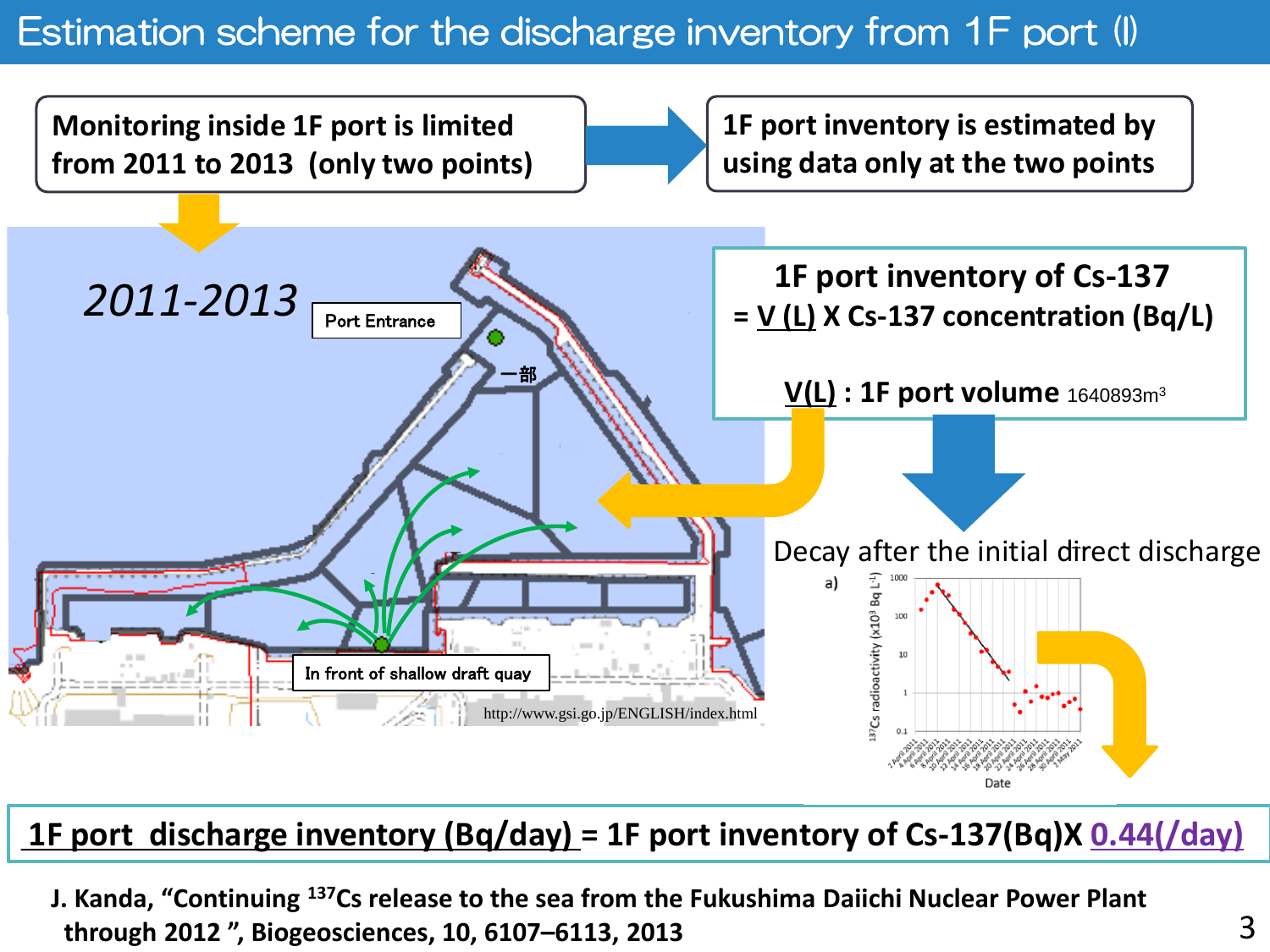# Estimation scheme for the discharge inventory from 1F port (I)

**Monitoring inside 1F port is limited from 2011 to 2013 (only two points)**

**1F port inventory is estimated by using data only at the two points**

*2011-2013*

Port Entrance

一部

In front of shallow draft quay

http://www.gsi.go.jp/ENGLISH/index.html

**1F port inventory of Cs-137**
**= V (L) X Cs-137 concentration (Bq/L)**

**V(L) : 1F port volume** 1640893m$^3$

Decay after the initial direct discharge

a)

**1F port discharge inventory (Bq/day) = 1F port inventory of Cs-137(Bq)X 0.44(/day)**

**J. Kanda, "Continuing $^{137}$Cs release to the sea from the Fukushima Daiichi Nuclear Power Plant through 2012 ", Biogeosciences, 10, 6107–6113, 2013**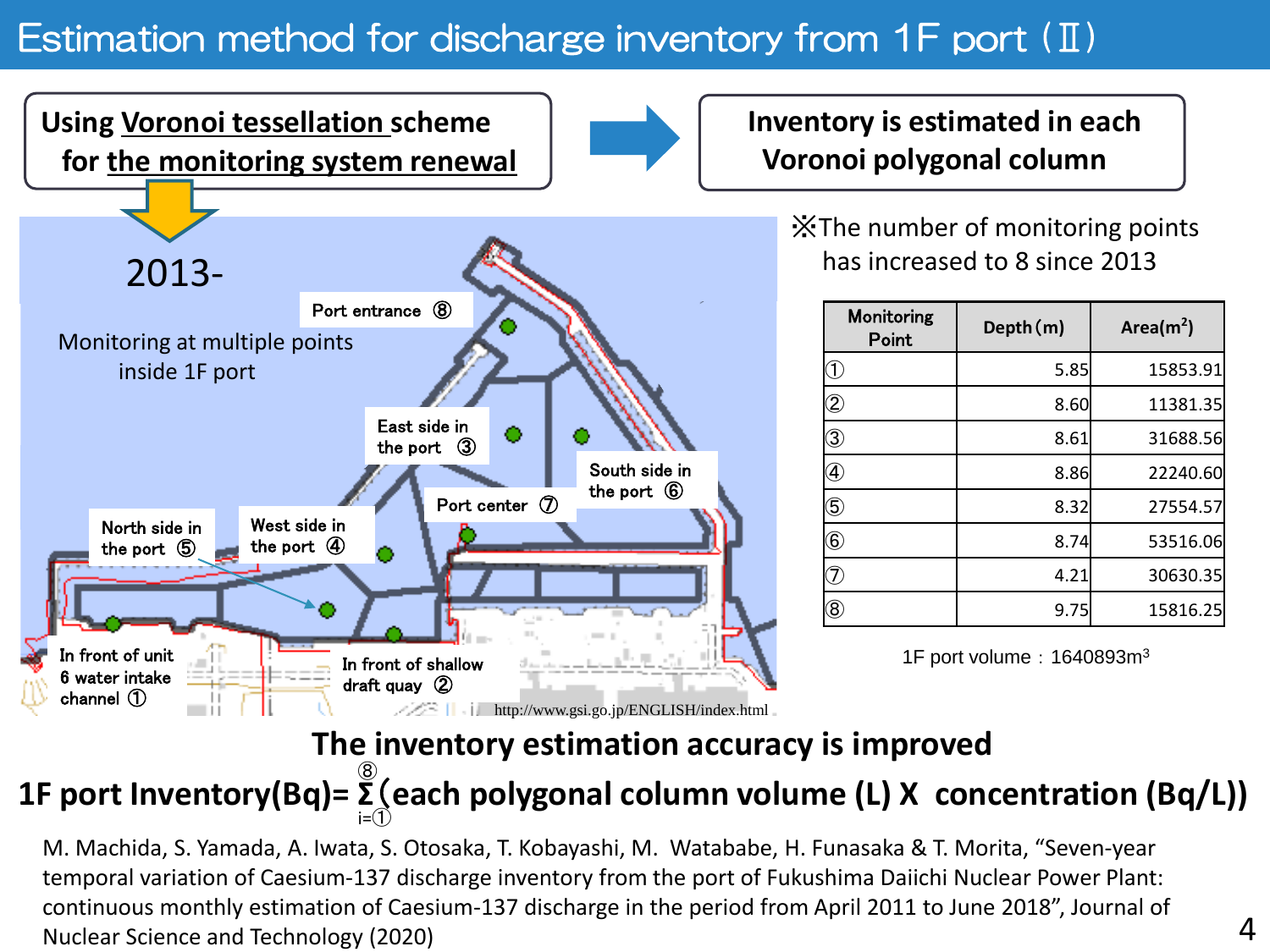# Estimation method for discharge inventory from 1F port (Ⅱ)

**Using Voronoi tessellation scheme for the monitoring system renewal** → **Inventory is estimated in each Voronoi polygonal column**

2013-

Monitoring at multiple points inside 1F port

- In front of unit 6 water intake channel ①
- In front of shallow draft quay ②
- East side in the port ③
- West side in the port ④
- North side in the port ⑤
- South side in the port ⑥
- Port center ⑦
- Port entrance ⑧

http://www.gsi.go.jp/ENGLISH/index.html

※The number of monitoring points has increased to 8 since 2013

| Monitoring Point | Depth (m) | Area($m^2$) |
|---|---|---|
| ① | 5.85 | 15853.91 |
| ② | 8.60 | 11381.35 |
| ③ | 8.61 | 31688.56 |
| ④ | 8.86 | 22240.60 |
| ⑤ | 8.32 | 27554.57 |
| ⑥ | 8.74 | 53516.06 |
| ⑦ | 4.21 | 30630.35 |
| ⑧ | 9.75 | 15816.25 |

1F port volume：1640893$m^3$

**The inventory estimation accuracy is improved**

$$\textbf{1F port Inventory(Bq)} = \sum_{i=①}^{⑧}(\text{each polygonal column volume (L)} \times \text{concentration (Bq/L)})$$

M. Machida, S. Yamada, A. Iwata, S. Otosaka, T. Kobayashi, M. Watababe, H. Funasaka & T. Morita, “Seven-year temporal variation of Caesium-137 discharge inventory from the port of Fukushima Daiichi Nuclear Power Plant: continuous monthly estimation of Caesium-137 discharge in the period from April 2011 to June 2018”, Journal of Nuclear Science and Technology (2020)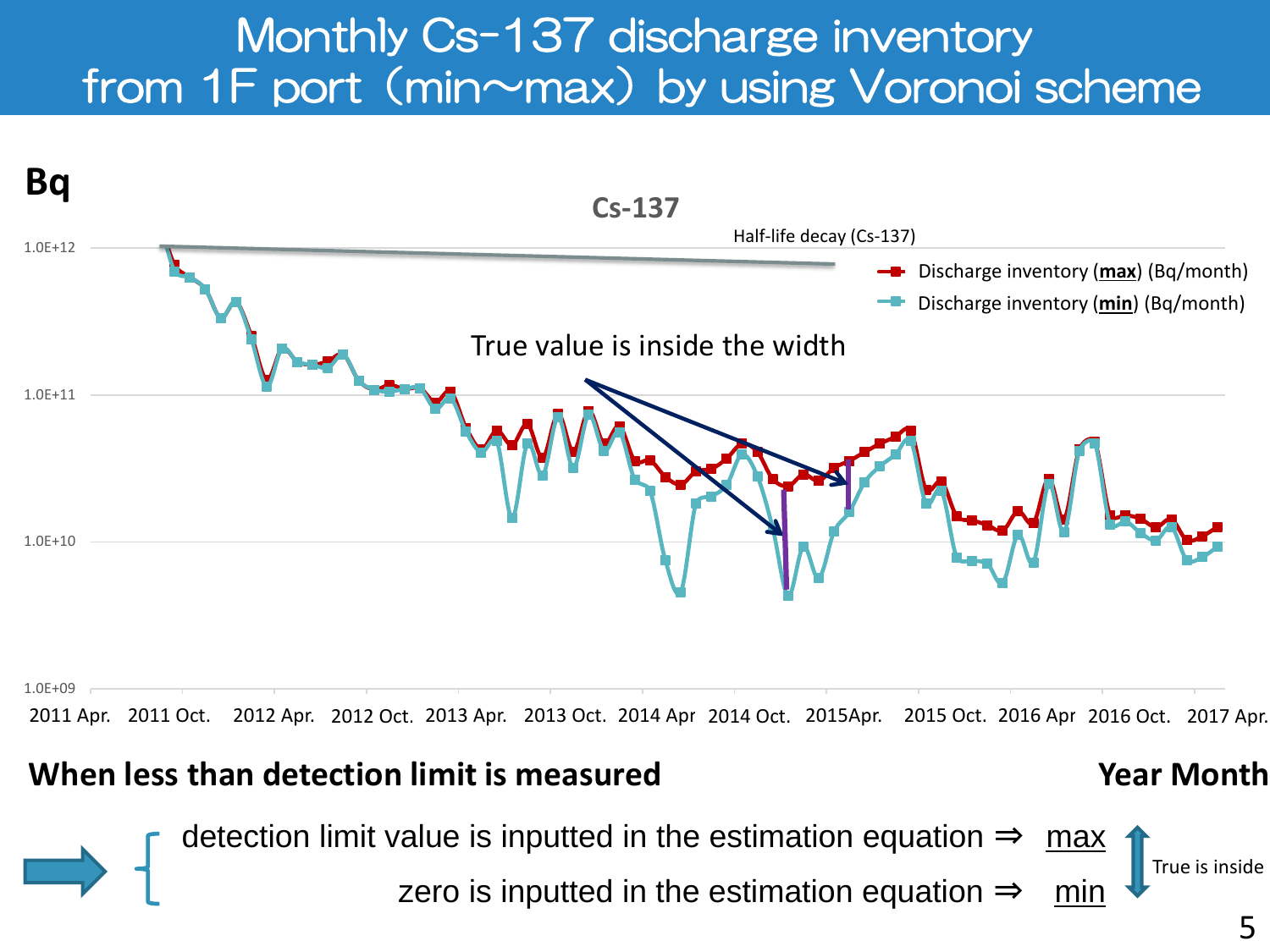# Monthly Cs-137 discharge inventory from 1F port（min～max）by using Voronoi scheme

**Bq**

**Cs-137**

Half-life decay (Cs-137)

- Discharge inventory (**max**) (Bq/month)
- Discharge inventory (**min**) (Bq/month)

True value is inside the width

1.0E+12
1.0E+11
1.0E+10
1.0E+09

2011 Apr. 2011 Oct. 2012 Apr. 2012 Oct. 2013 Apr. 2013 Oct. 2014 Apr 2014 Oct. 2015Apr. 2015 Oct. 2016 Apr 2016 Oct. 2017 Apr.

**Year Month**

**When less than detection limit is measured**

- detection limit value is inputted in the estimation equation ⇒ max
- zero is inputted in the estimation equation ⇒ min

True is inside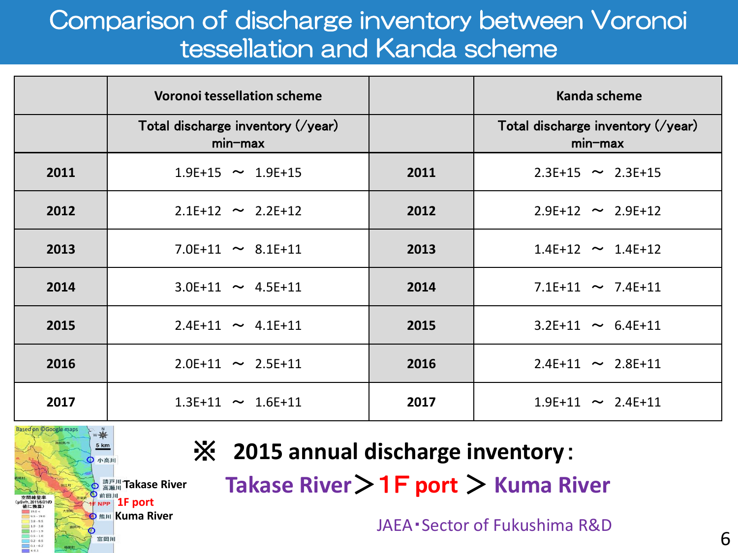# Comparison of discharge inventory between Voronoi tessellation and Kanda scheme

| | Voronoi tessellation scheme | | Kanda scheme |
|---|---|---|---|
| | Total discharge inventory (/year) min–max | | Total discharge inventory (/year) min–max |
| **2011** | 1.9E+15 〜 1.9E+15 | **2011** | 2.3E+15 〜 2.3E+15 |
| **2012** | 2.1E+12 〜 2.2E+12 | **2012** | 2.9E+12 〜 2.9E+12 |
| **2013** | 7.0E+11 〜 8.1E+11 | **2013** | 1.4E+12 〜 1.4E+12 |
| **2014** | 3.0E+11 〜 4.5E+11 | **2014** | 7.1E+11 〜 7.4E+11 |
| **2015** | 2.4E+11 〜 4.1E+11 | **2015** | 3.2E+11 〜 6.4E+11 |
| **2016** | 2.0E+11 〜 2.5E+11 | **2016** | 2.4E+11 〜 2.8E+11 |
| **2017** | 1.3E+11 〜 1.6E+11 | **2017** | 1.9E+11 〜 2.4E+11 |

Based on ©Google maps

Takase River

1F port

Kuma River

**※ 2015 annual discharge inventory:**

**Takase River ＞ 1F port ＞ Kuma River**

JAEA・Sector of Fukushima R&D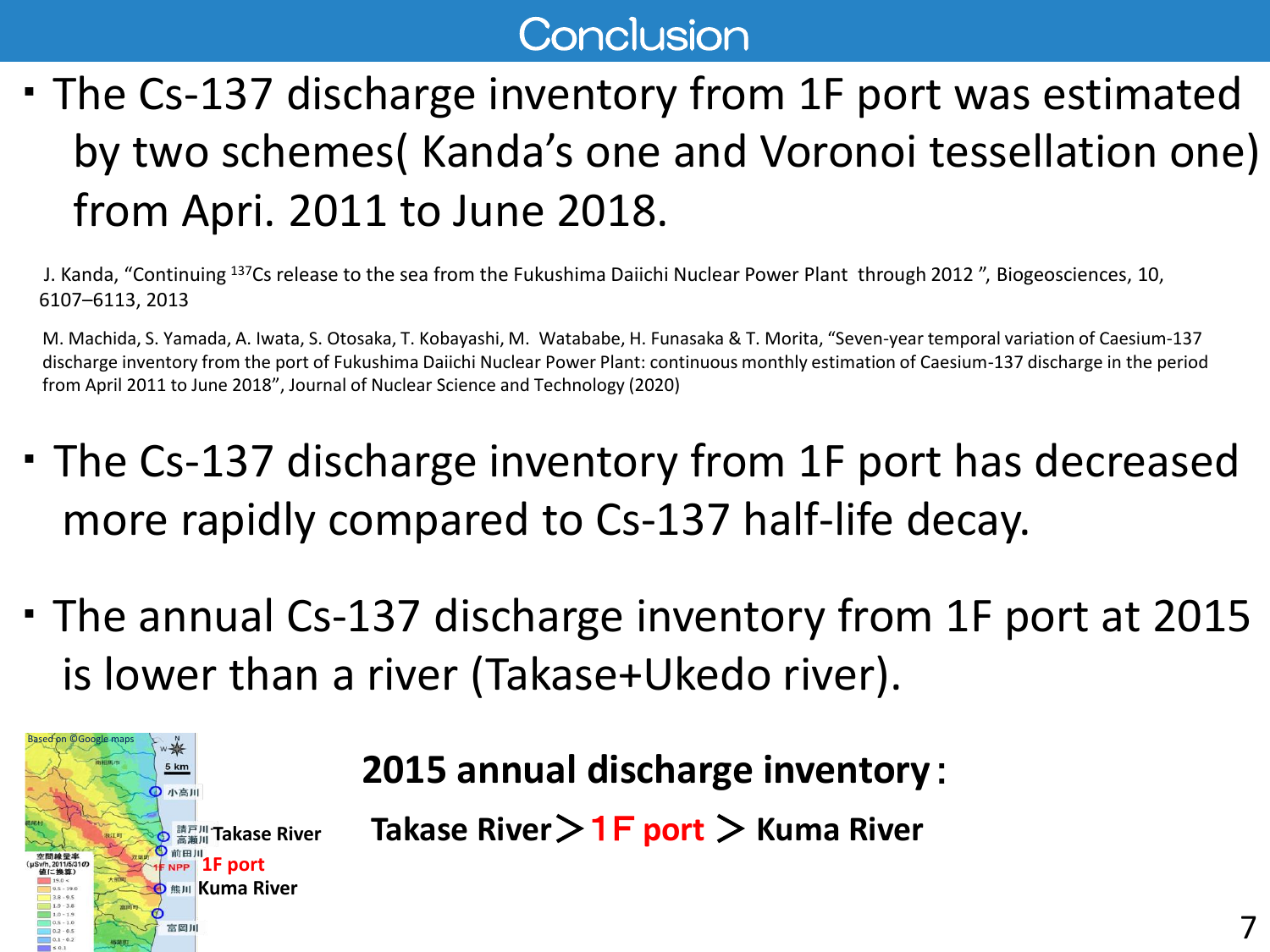# Conclusion

- The Cs-137 discharge inventory from 1F port was estimated by two schemes( Kanda's one and Voronoi tessellation one) from Apri. 2011 to June 2018.

J. Kanda, "Continuing $^{137}$Cs release to the sea from the Fukushima Daiichi Nuclear Power Plant through 2012 ", Biogeosciences, 10, 6107–6113, 2013

M. Machida, S. Yamada, A. Iwata, S. Otosaka, T. Kobayashi, M. Watababe, H. Funasaka & T. Morita, "Seven-year temporal variation of Caesium-137 discharge inventory from the port of Fukushima Daiichi Nuclear Power Plant: continuous monthly estimation of Caesium-137 discharge in the period from April 2011 to June 2018", Journal of Nuclear Science and Technology (2020)

- The Cs-137 discharge inventory from 1F port has decreased more rapidly compared to Cs-137 half-life decay.

- The annual Cs-137 discharge inventory from 1F port at 2015 is lower than a river (Takase+Ukedo river).

Based on ©Google maps

5 km

小高川

請戸川 高瀬川 Takase River

前田川

1F NPP 1F port

熊川 Kuma River

富岡川

空間線量率 (μSv/h, 2011/5/31の値に換算)

**2015 annual discharge inventory:**

**Takase River > 1F port > Kuma River**